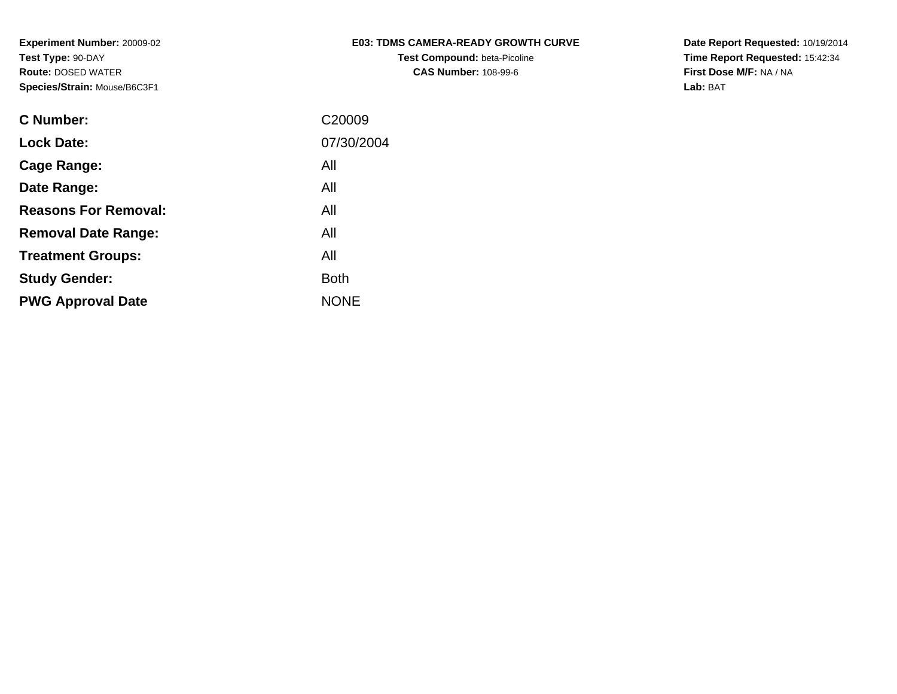**Experiment Number:** 20009-02
**Test Type:** 90-DAY
**Route:** DOSED WATER
**Species/Strain:** Mouse/B6C3F1

**E03: TDMS CAMERA-READY GROWTH CURVE**
**Test Compound:** beta-Picoline
**CAS Number:** 108-99-6

**Date Report Requested:** 10/19/2014
**Time Report Requested:** 15:42:34
**First Dose M/F:** NA / NA
**Lab:** BAT

| | |
|---|---|
| **C Number:** | C20009 |
| **Lock Date:** | 07/30/2004 |
| **Cage Range:** | All |
| **Date Range:** | All |
| **Reasons For Removal:** | All |
| **Removal Date Range:** | All |
| **Treatment Groups:** | All |
| **Study Gender:** | Both |
| **PWG Approval Date** | NONE |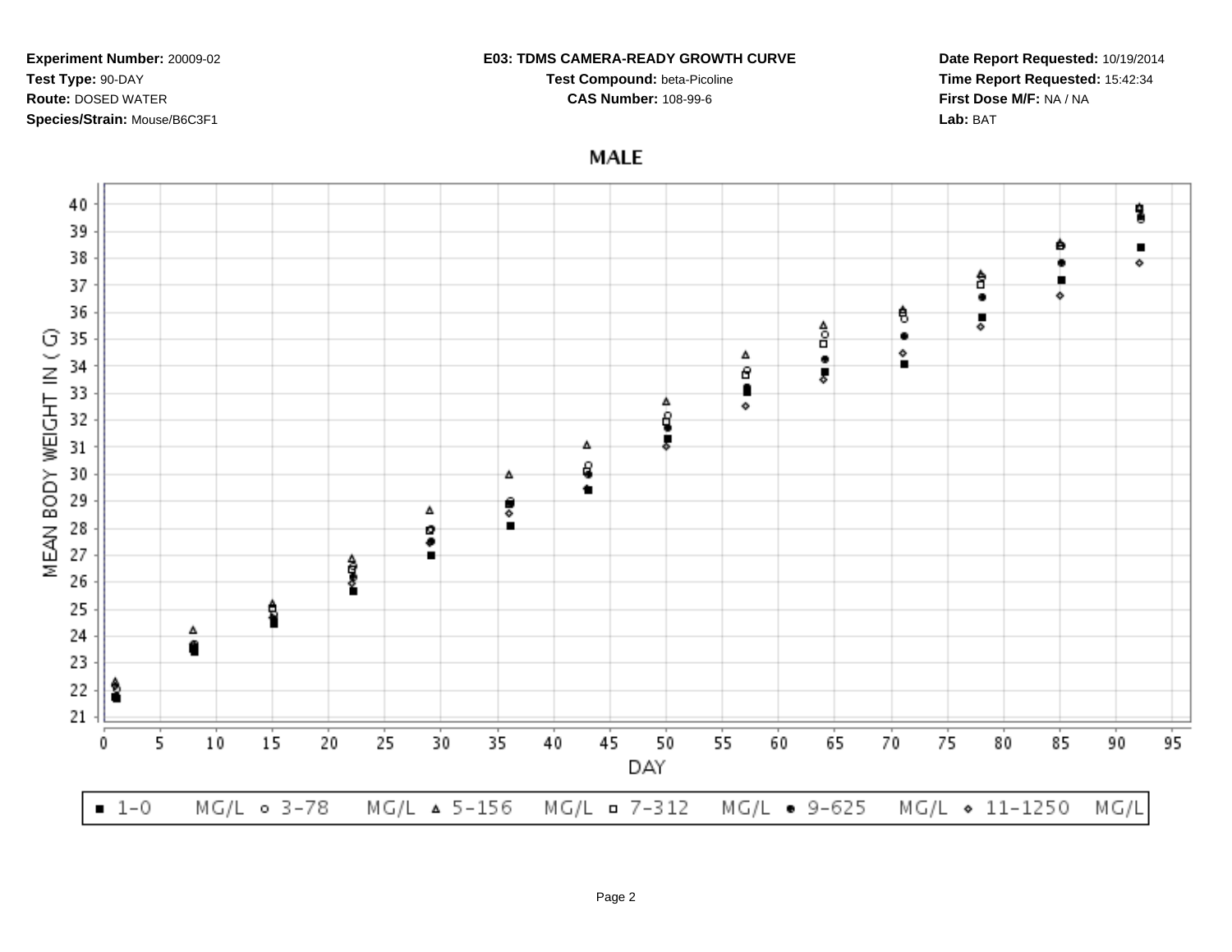**Experiment Number:** 20009-02
**Test Type:** 90-DAY
**Route:** DOSED WATER
**Species/Strain:** Mouse/B6C3F1

**E03: TDMS CAMERA-READY GROWTH CURVE**
**Test Compound:** beta-Picoline
**CAS Number:** 108-99-6

**Date Report Requested:** 10/19/2014
**Time Report Requested:** 15:42:34
**First Dose M/F:** NA / NA
**Lab:** BAT

## MALE

MEAN BODY WEIGHT IN ( G)

DAY

■ 1-0 MG/L ○ 3-78 MG/L △ 5-156 MG/L □ 7-312 MG/L ● 9-625 MG/L ◇ 11-1250 MG/L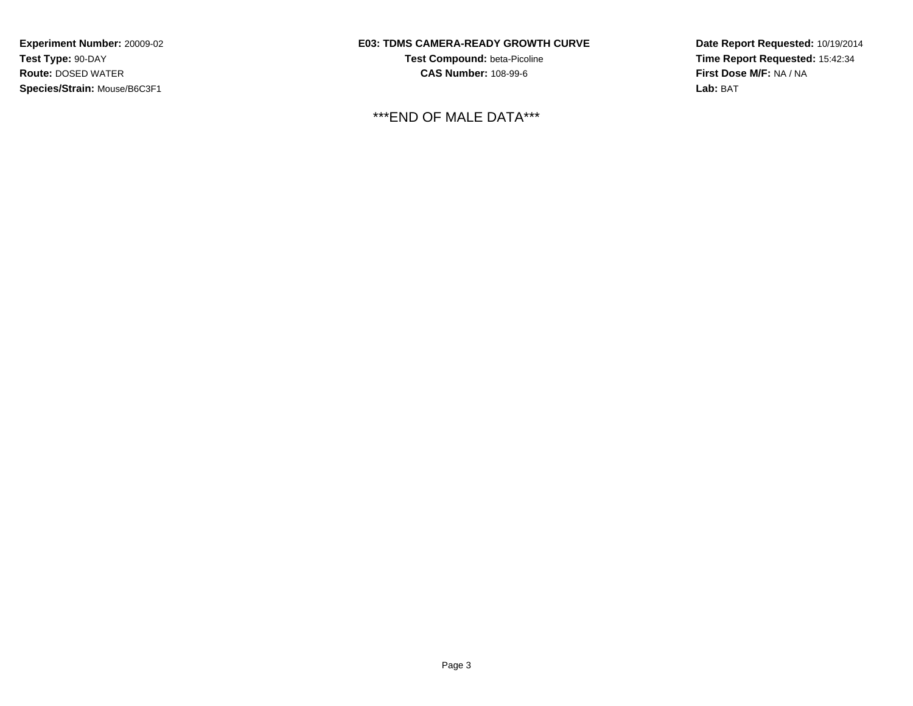**Experiment Number:** 20009-02
**Test Type:** 90-DAY
**Route:** DOSED WATER
**Species/Strain:** Mouse/B6C3F1

**E03: TDMS CAMERA-READY GROWTH CURVE**
**Test Compound:** beta-Picoline
**CAS Number:** 108-99-6

**Date Report Requested:** 10/19/2014
**Time Report Requested:** 15:42:34
**First Dose M/F:** NA / NA
**Lab:** BAT

***END OF MALE DATA***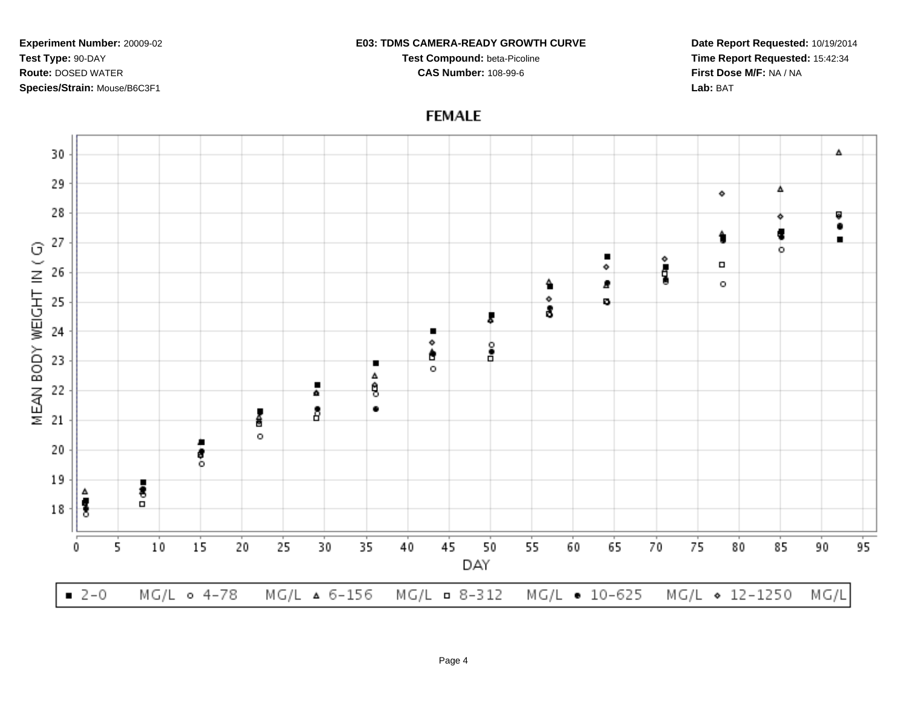**Experiment Number:** 20009-02
**Test Type:** 90-DAY
**Route:** DOSED WATER
**Species/Strain:** Mouse/B6C3F1

**E03: TDMS CAMERA-READY GROWTH CURVE**
**Test Compound:** beta-Picoline
**CAS Number:** 108-99-6

**Date Report Requested:** 10/19/2014
**Time Report Requested:** 15:42:34
**First Dose M/F:** NA / NA
**Lab:** BAT

## FEMALE

MEAN BODY WEIGHT IN ( G)

DAY

■ 2-0 MG/L ○ 4-78 MG/L △ 6-156 MG/L □ 8-312 MG/L ● 10-625 MG/L ◇ 12-1250 MG/L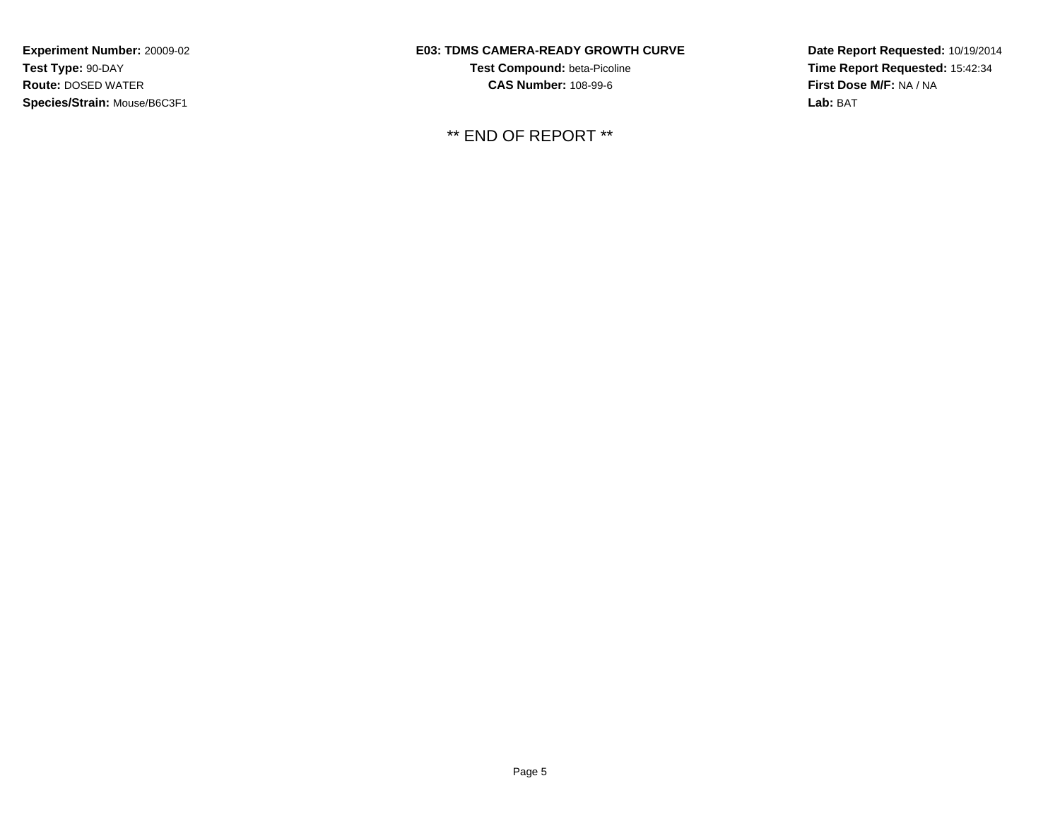**Experiment Number:** 20009-02
**Test Type:** 90-DAY
**Route:** DOSED WATER
**Species/Strain:** Mouse/B6C3F1

**E03: TDMS CAMERA-READY GROWTH CURVE**
**Test Compound:** beta-Picoline
**CAS Number:** 108-99-6

**Date Report Requested:** 10/19/2014
**Time Report Requested:** 15:42:34
**First Dose M/F:** NA / NA
**Lab:** BAT

** END OF REPORT **